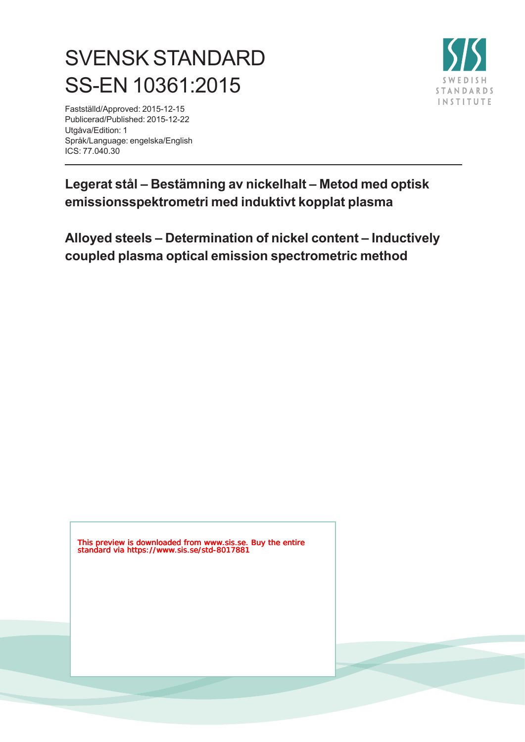# SVENSK STANDARD
# SS-EN 10361:2015

Fastställd/Approved: 2015-12-15
Publicerad/Published: 2015-12-22
Utgåva/Edition: 1
Språk/Language: engelska/English
ICS: 77.040.30

SWEDISH STANDARDS INSTITUTE

**Legerat stål – Bestämning av nickelhalt – Metod med optisk emissionsspektrometri med induktivt kopplat plasma**

**Alloyed steels – Determination of nickel content – Inductively coupled plasma optical emission spectrometric method**

This preview is downloaded from www.sis.se. Buy the entire standard via https://www.sis.se/std-8017881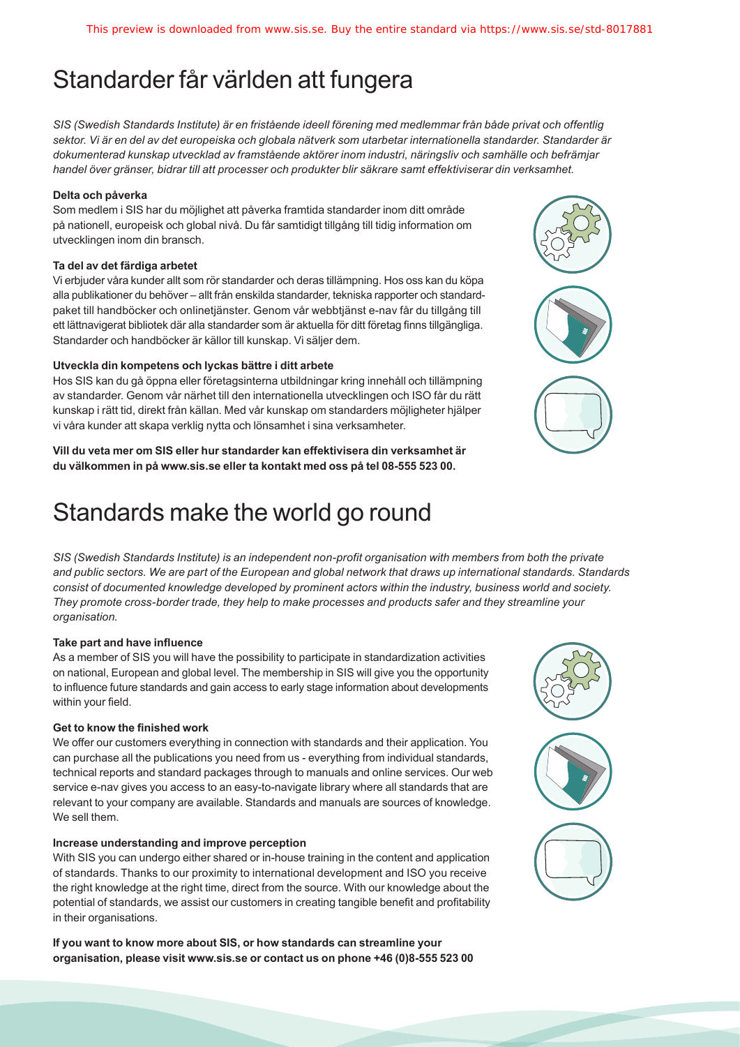# Standarder får världen att fungera

*SIS (Swedish Standards Institute) är en fristående ideell förening med medlemmar från både privat och offentlig sektor. Vi är en del av det europeiska och globala nätverk som utarbetar internationella standarder. Standarder är dokumenterad kunskap utvecklad av framstående aktörer inom industri, näringsliv och samhälle och befrämjar handel över gränser, bidrar till att processer och produkter blir säkrare samt effektiviserar din verksamhet.*

**Delta och påverka**

Som medlem i SIS har du möjlighet att påverka framtida standarder inom ditt område på nationell, europeisk och global nivå. Du får samtidigt tillgång till tidig information om utvecklingen inom din bransch.

**Ta del av det färdiga arbetet**

Vi erbjuder våra kunder allt som rör standarder och deras tillämpning. Hos oss kan du köpa alla publikationer du behöver – allt från enskilda standarder, tekniska rapporter och standardpaket till handböcker och onlinetjänster. Genom vår webbtjänst e-nav får du tillgång till ett lättnavigerat bibliotek där alla standarder som är aktuella för ditt företag finns tillgängliga. Standarder och handböcker är källor till kunskap. Vi säljer dem.

**Utveckla din kompetens och lyckas bättre i ditt arbete**

Hos SIS kan du gå öppna eller företagsinterna utbildningar kring innehåll och tillämpning av standarder. Genom vår närhet till den internationella utvecklingen och ISO får du rätt kunskap i rätt tid, direkt från källan. Med vår kunskap om standarders möjligheter hjälper vi våra kunder att skapa verklig nytta och lönsamhet i sina verksamheter.

**Vill du veta mer om SIS eller hur standarder kan effektivisera din verksamhet är du välkommen in på www.sis.se eller ta kontakt med oss på tel 08-555 523 00.**

# Standards make the world go round

*SIS (Swedish Standards Institute) is an independent non-profit organisation with members from both the private and public sectors. We are part of the European and global network that draws up international standards. Standards consist of documented knowledge developed by prominent actors within the industry, business world and society. They promote cross-border trade, they help to make processes and products safer and they streamline your organisation.*

**Take part and have influence**

As a member of SIS you will have the possibility to participate in standardization activities on national, European and global level. The membership in SIS will give you the opportunity to influence future standards and gain access to early stage information about developments within your field.

**Get to know the finished work**

We offer our customers everything in connection with standards and their application. You can purchase all the publications you need from us - everything from individual standards, technical reports and standard packages through to manuals and online services. Our web service e-nav gives you access to an easy-to-navigate library where all standards that are relevant to your company are available. Standards and manuals are sources of knowledge. We sell them.

**Increase understanding and improve perception**

With SIS you can undergo either shared or in-house training in the content and application of standards. Thanks to our proximity to international development and ISO you receive the right knowledge at the right time, direct from the source. With our knowledge about the potential of standards, we assist our customers in creating tangible benefit and profitability in their organisations.

**If you want to know more about SIS, or how standards can streamline your organisation, please visit www.sis.se or contact us on phone +46 (0)8-555 523 00**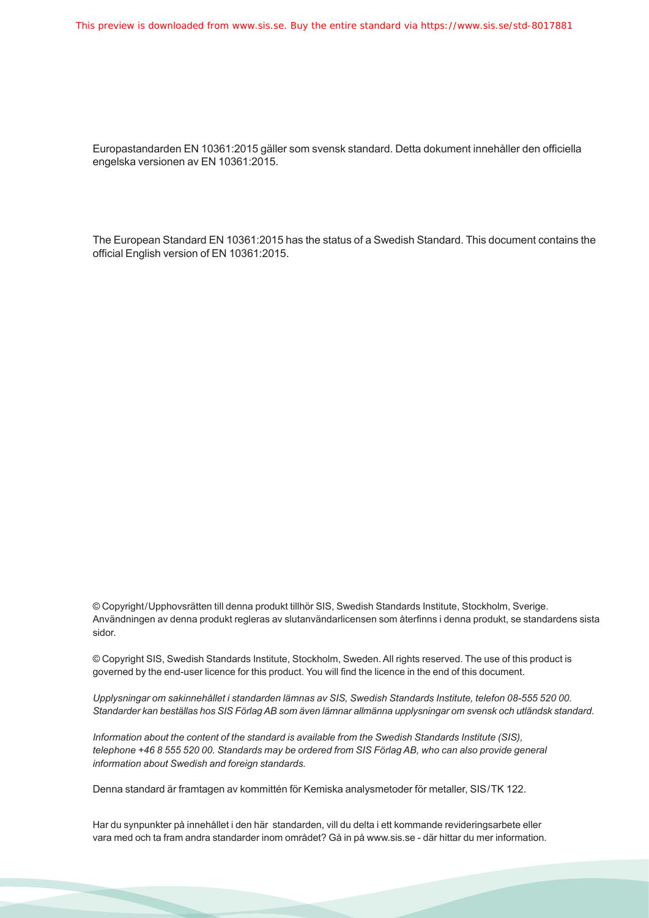Europastandarden EN 10361:2015 gäller som svensk standard. Detta dokument innehåller den officiella engelska versionen av EN 10361:2015.

The European Standard EN 10361:2015 has the status of a Swedish Standard. This document contains the official English version of EN 10361:2015.

© Copyright/Upphovsrätten till denna produkt tillhör SIS, Swedish Standards Institute, Stockholm, Sverige. Användningen av denna produkt regleras av slutanvändarlicensen som återfinns i denna produkt, se standardens sista sidor.

© Copyright SIS, Swedish Standards Institute, Stockholm, Sweden. All rights reserved. The use of this product is governed by the end-user licence for this product. You will find the licence in the end of this document.

*Upplysningar om sakinnehållet i standarden lämnas av SIS, Swedish Standards Institute, telefon 08-555 520 00. Standarder kan beställas hos SIS Förlag AB som även lämnar allmänna upplysningar om svensk och utländsk standard.*

*Information about the content of the standard is available from the Swedish Standards Institute (SIS), telephone +46 8 555 520 00. Standards may be ordered from SIS Förlag AB, who can also provide general information about Swedish and foreign standards.*

Denna standard är framtagen av kommittén för Kemiska analysmetoder för metaller, SIS/TK 122.

Har du synpunkter på innehållet i den här standarden, vill du delta i ett kommande revideringsarbete eller vara med och ta fram andra standarder inom området? Gå in på www.sis.se - där hittar du mer information.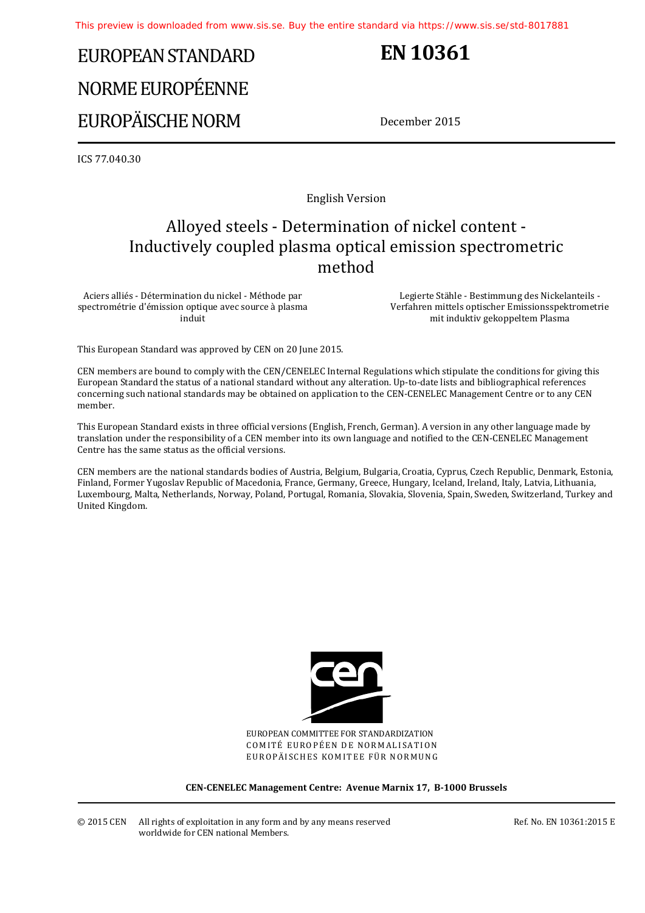# EUROPEAN STANDARD
# NORME EUROPÉENNE
# EUROPÄISCHE NORM

# EN 10361

December 2015

ICS 77.040.30

English Version

## Alloyed steels - Determination of nickel content - Inductively coupled plasma optical emission spectrometric method

Aciers alliés - Détermination du nickel - Méthode par spectrométrie d'émission optique avec source à plasma induit

Legierte Stähle - Bestimmung des Nickelanteils - Verfahren mittels optischer Emissionsspektrometrie mit induktiv gekoppeltem Plasma

This European Standard was approved by CEN on 20 June 2015.

CEN members are bound to comply with the CEN/CENELEC Internal Regulations which stipulate the conditions for giving this European Standard the status of a national standard without any alteration. Up-to-date lists and bibliographical references concerning such national standards may be obtained on application to the CEN-CENELEC Management Centre or to any CEN member.

This European Standard exists in three official versions (English, French, German). A version in any other language made by translation under the responsibility of a CEN member into its own language and notified to the CEN-CENELEC Management Centre has the same status as the official versions.

CEN members are the national standards bodies of Austria, Belgium, Bulgaria, Croatia, Cyprus, Czech Republic, Denmark, Estonia, Finland, Former Yugoslav Republic of Macedonia, France, Germany, Greece, Hungary, Iceland, Ireland, Italy, Latvia, Lithuania, Luxembourg, Malta, Netherlands, Norway, Poland, Portugal, Romania, Slovakia, Slovenia, Spain, Sweden, Switzerland, Turkey and United Kingdom.

EUROPEAN COMMITTEE FOR STANDARDIZATION
COMITÉ EUROPÉEN DE NORMALISATION
EUROPÄISCHES KOMITEE FÜR NORMUNG

**CEN-CENELEC Management Centre: Avenue Marnix 17, B-1000 Brussels**

© 2015 CEN All rights of exploitation in any form and by any means reserved worldwide for CEN national Members.

Ref. No. EN 10361:2015 E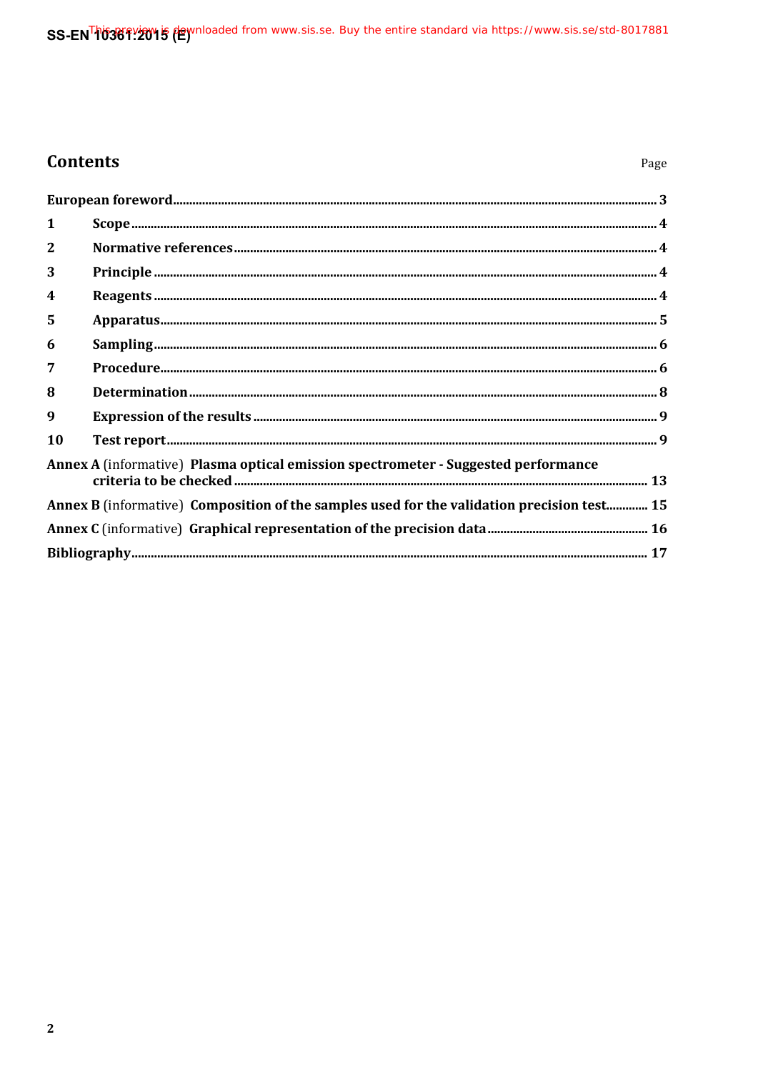# Contents

Page

European foreword ... 3

1 Scope ... 4

2 Normative references ... 4

3 Principle ... 4

4 Reagents ... 4

5 Apparatus ... 5

6 Sampling ... 6

7 Procedure ... 6

8 Determination ... 8

9 Expression of the results ... 9

10 Test report ... 9

Annex A (informative) Plasma optical emission spectrometer - Suggested performance criteria to be checked ... 13

Annex B (informative) Composition of the samples used for the validation precision test ... 15

Annex C (informative) Graphical representation of the precision data ... 16

Bibliography ... 17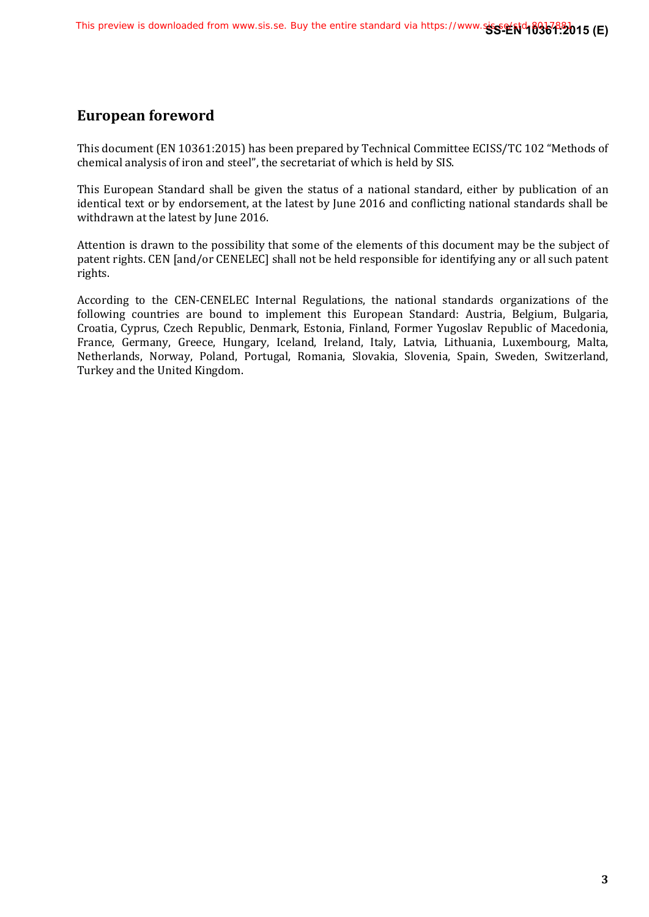## European foreword

This document (EN 10361:2015) has been prepared by Technical Committee ECISS/TC 102 "Methods of chemical analysis of iron and steel", the secretariat of which is held by SIS.

This European Standard shall be given the status of a national standard, either by publication of an identical text or by endorsement, at the latest by June 2016 and conflicting national standards shall be withdrawn at the latest by June 2016.

Attention is drawn to the possibility that some of the elements of this document may be the subject of patent rights. CEN [and/or CENELEC] shall not be held responsible for identifying any or all such patent rights.

According to the CEN-CENELEC Internal Regulations, the national standards organizations of the following countries are bound to implement this European Standard: Austria, Belgium, Bulgaria, Croatia, Cyprus, Czech Republic, Denmark, Estonia, Finland, Former Yugoslav Republic of Macedonia, France, Germany, Greece, Hungary, Iceland, Ireland, Italy, Latvia, Lithuania, Luxembourg, Malta, Netherlands, Norway, Poland, Portugal, Romania, Slovakia, Slovenia, Spain, Sweden, Switzerland, Turkey and the United Kingdom.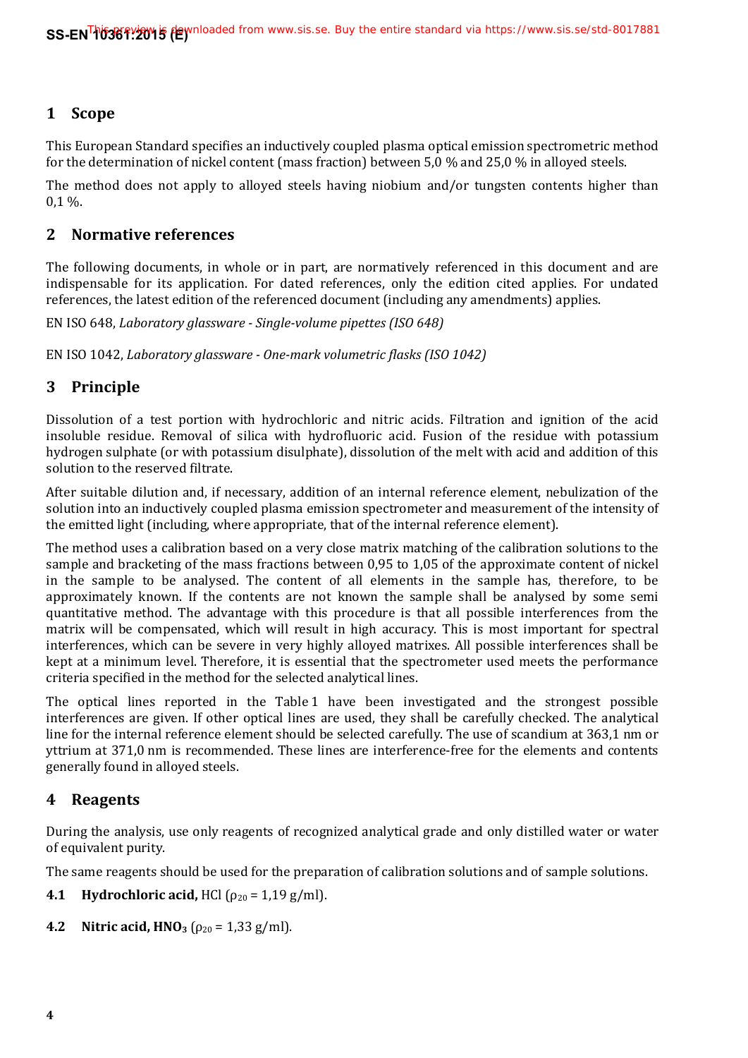## 1 Scope

This European Standard specifies an inductively coupled plasma optical emission spectrometric method for the determination of nickel content (mass fraction) between 5,0 % and 25,0 % in alloyed steels.

The method does not apply to alloyed steels having niobium and/or tungsten contents higher than 0,1 %.

## 2 Normative references

The following documents, in whole or in part, are normatively referenced in this document and are indispensable for its application. For dated references, only the edition cited applies. For undated references, the latest edition of the referenced document (including any amendments) applies.

EN ISO 648, *Laboratory glassware - Single-volume pipettes (ISO 648)*

EN ISO 1042, *Laboratory glassware - One-mark volumetric flasks (ISO 1042)*

## 3 Principle

Dissolution of a test portion with hydrochloric and nitric acids. Filtration and ignition of the acid insoluble residue. Removal of silica with hydrofluoric acid. Fusion of the residue with potassium hydrogen sulphate (or with potassium disulphate), dissolution of the melt with acid and addition of this solution to the reserved filtrate.

After suitable dilution and, if necessary, addition of an internal reference element, nebulization of the solution into an inductively coupled plasma emission spectrometer and measurement of the intensity of the emitted light (including, where appropriate, that of the internal reference element).

The method uses a calibration based on a very close matrix matching of the calibration solutions to the sample and bracketing of the mass fractions between 0,95 to 1,05 of the approximate content of nickel in the sample to be analysed. The content of all elements in the sample has, therefore, to be approximately known. If the contents are not known the sample shall be analysed by some semi quantitative method. The advantage with this procedure is that all possible interferences from the matrix will be compensated, which will result in high accuracy. This is most important for spectral interferences, which can be severe in very highly alloyed matrixes. All possible interferences shall be kept at a minimum level. Therefore, it is essential that the spectrometer used meets the performance criteria specified in the method for the selected analytical lines.

The optical lines reported in the Table 1 have been investigated and the strongest possible interferences are given. If other optical lines are used, they shall be carefully checked. The analytical line for the internal reference element should be selected carefully. The use of scandium at 363,1 nm or yttrium at 371,0 nm is recommended. These lines are interference-free for the elements and contents generally found in alloyed steels.

## 4 Reagents

During the analysis, use only reagents of recognized analytical grade and only distilled water or water of equivalent purity.

The same reagents should be used for the preparation of calibration solutions and of sample solutions.

**4.1 Hydrochloric acid,** HCl ($\rho_{20}$ = 1,19 g/ml).

**4.2 Nitric acid, $HNO_3$** ($\rho_{20}$ = 1,33 g/ml).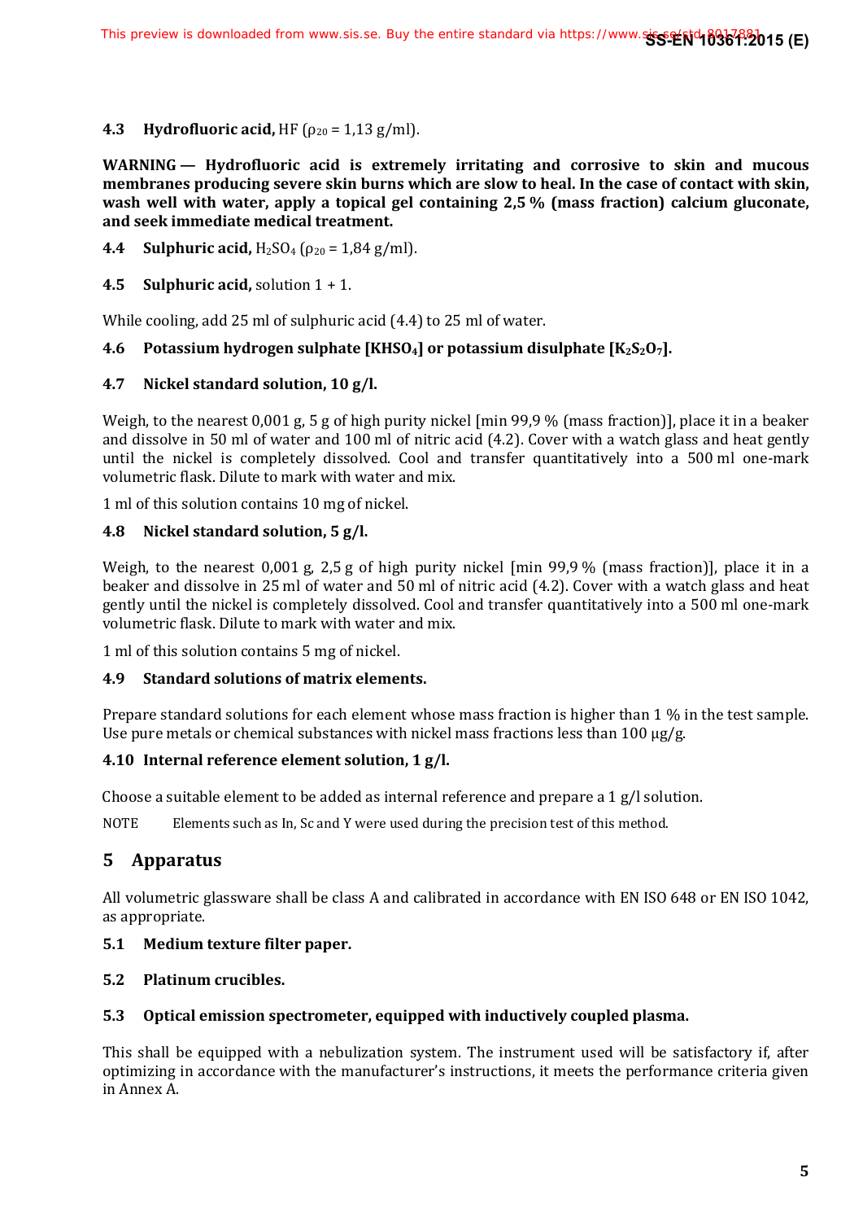**4.3 Hydrofluoric acid,** HF ($\rho_{20}$ = 1,13 g/ml).

**WARNING — Hydrofluoric acid is extremely irritating and corrosive to skin and mucous membranes producing severe skin burns which are slow to heal. In the case of contact with skin, wash well with water, apply a topical gel containing 2,5 % (mass fraction) calcium gluconate, and seek immediate medical treatment.**

**4.4 Sulphuric acid,** $H_2SO_4$ ($\rho_{20}$ = 1,84 g/ml).

**4.5 Sulphuric acid,** solution 1 + 1.

While cooling, add 25 ml of sulphuric acid (4.4) to 25 ml of water.

**4.6 Potassium hydrogen sulphate [$KHSO_4$] or potassium disulphate [$K_2S_2O_7$].**

**4.7 Nickel standard solution, 10 g/l.**

Weigh, to the nearest 0,001 g, 5 g of high purity nickel [min 99,9 % (mass fraction)], place it in a beaker and dissolve in 50 ml of water and 100 ml of nitric acid (4.2). Cover with a watch glass and heat gently until the nickel is completely dissolved. Cool and transfer quantitatively into a 500 ml one-mark volumetric flask. Dilute to mark with water and mix.

1 ml of this solution contains 10 mg of nickel.

**4.8 Nickel standard solution, 5 g/l.**

Weigh, to the nearest 0,001 g, 2,5 g of high purity nickel [min 99,9 % (mass fraction)], place it in a beaker and dissolve in 25 ml of water and 50 ml of nitric acid (4.2). Cover with a watch glass and heat gently until the nickel is completely dissolved. Cool and transfer quantitatively into a 500 ml one-mark volumetric flask. Dilute to mark with water and mix.

1 ml of this solution contains 5 mg of nickel.

**4.9 Standard solutions of matrix elements.**

Prepare standard solutions for each element whose mass fraction is higher than 1 % in the test sample. Use pure metals or chemical substances with nickel mass fractions less than 100 µg/g.

**4.10 Internal reference element solution, 1 g/l.**

Choose a suitable element to be added as internal reference and prepare a 1 g/l solution.

NOTE Elements such as In, Sc and Y were used during the precision test of this method.

## 5 Apparatus

All volumetric glassware shall be class A and calibrated in accordance with EN ISO 648 or EN ISO 1042, as appropriate.

**5.1 Medium texture filter paper.**

**5.2 Platinum crucibles.**

**5.3 Optical emission spectrometer, equipped with inductively coupled plasma.**

This shall be equipped with a nebulization system. The instrument used will be satisfactory if, after optimizing in accordance with the manufacturer's instructions, it meets the performance criteria given in Annex A.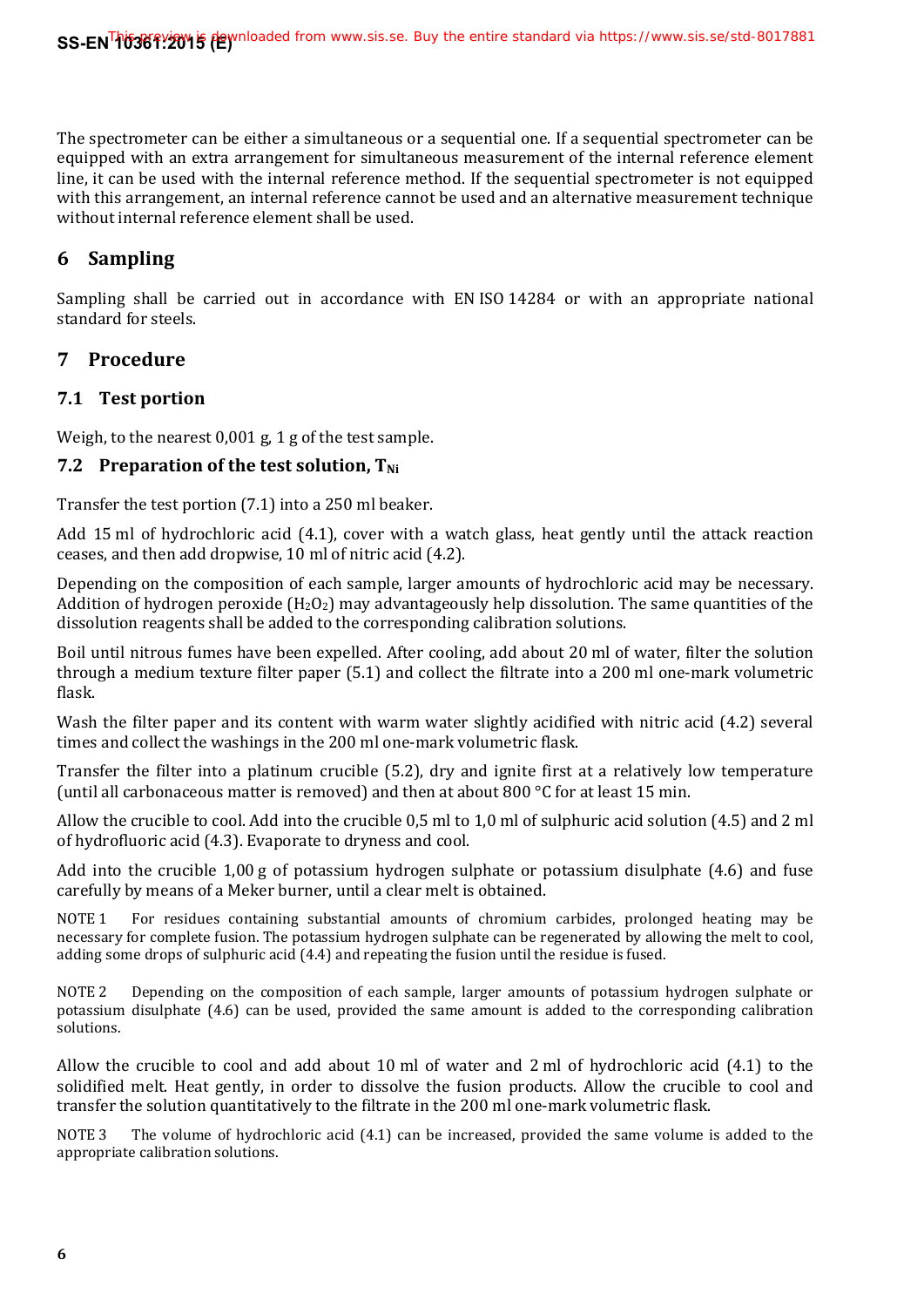The spectrometer can be either a simultaneous or a sequential one. If a sequential spectrometer can be equipped with an extra arrangement for simultaneous measurement of the internal reference element line, it can be used with the internal reference method. If the sequential spectrometer is not equipped with this arrangement, an internal reference cannot be used and an alternative measurement technique without internal reference element shall be used.

## 6 Sampling

Sampling shall be carried out in accordance with EN ISO 14284 or with an appropriate national standard for steels.

## 7 Procedure

### 7.1 Test portion

Weigh, to the nearest 0,001 g, 1 g of the test sample.

### 7.2 Preparation of the test solution, $T_{Ni}$

Transfer the test portion (7.1) into a 250 ml beaker.

Add 15 ml of hydrochloric acid (4.1), cover with a watch glass, heat gently until the attack reaction ceases, and then add dropwise, 10 ml of nitric acid (4.2).

Depending on the composition of each sample, larger amounts of hydrochloric acid may be necessary. Addition of hydrogen peroxide ($H_2O_2$) may advantageously help dissolution. The same quantities of the dissolution reagents shall be added to the corresponding calibration solutions.

Boil until nitrous fumes have been expelled. After cooling, add about 20 ml of water, filter the solution through a medium texture filter paper (5.1) and collect the filtrate into a 200 ml one-mark volumetric flask.

Wash the filter paper and its content with warm water slightly acidified with nitric acid (4.2) several times and collect the washings in the 200 ml one-mark volumetric flask.

Transfer the filter into a platinum crucible (5.2), dry and ignite first at a relatively low temperature (until all carbonaceous matter is removed) and then at about 800 °C for at least 15 min.

Allow the crucible to cool. Add into the crucible 0,5 ml to 1,0 ml of sulphuric acid solution (4.5) and 2 ml of hydrofluoric acid (4.3). Evaporate to dryness and cool.

Add into the crucible 1,00 g of potassium hydrogen sulphate or potassium disulphate (4.6) and fuse carefully by means of a Meker burner, until a clear melt is obtained.

NOTE 1 For residues containing substantial amounts of chromium carbides, prolonged heating may be necessary for complete fusion. The potassium hydrogen sulphate can be regenerated by allowing the melt to cool, adding some drops of sulphuric acid (4.4) and repeating the fusion until the residue is fused.

NOTE 2 Depending on the composition of each sample, larger amounts of potassium hydrogen sulphate or potassium disulphate (4.6) can be used, provided the same amount is added to the corresponding calibration solutions.

Allow the crucible to cool and add about 10 ml of water and 2 ml of hydrochloric acid (4.1) to the solidified melt. Heat gently, in order to dissolve the fusion products. Allow the crucible to cool and transfer the solution quantitatively to the filtrate in the 200 ml one-mark volumetric flask.

NOTE 3 The volume of hydrochloric acid (4.1) can be increased, provided the same volume is added to the appropriate calibration solutions.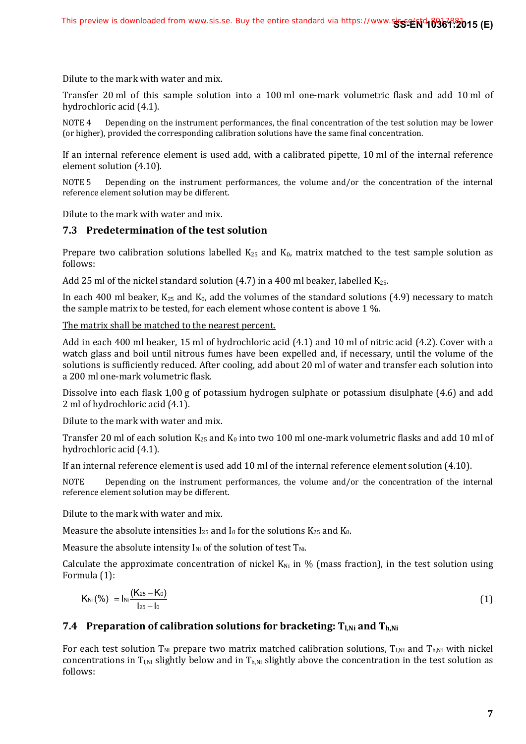Dilute to the mark with water and mix.

Transfer 20 ml of this sample solution into a 100 ml one-mark volumetric flask and add 10 ml of hydrochloric acid (4.1).

NOTE 4 Depending on the instrument performances, the final concentration of the test solution may be lower (or higher), provided the corresponding calibration solutions have the same final concentration.

If an internal reference element is used add, with a calibrated pipette, 10 ml of the internal reference element solution (4.10).

NOTE 5 Depending on the instrument performances, the volume and/or the concentration of the internal reference element solution may be different.

Dilute to the mark with water and mix.

### 7.3 Predetermination of the test solution

Prepare two calibration solutions labelled $K_{25}$ and $K_0$, matrix matched to the test sample solution as follows:

Add 25 ml of the nickel standard solution (4.7) in a 400 ml beaker, labelled $K_{25}$.

In each 400 ml beaker, $K_{25}$ and $K_0$, add the volumes of the standard solutions (4.9) necessary to match the sample matrix to be tested, for each element whose content is above 1 %.

The matrix shall be matched to the nearest percent.

Add in each 400 ml beaker, 15 ml of hydrochloric acid (4.1) and 10 ml of nitric acid (4.2). Cover with a watch glass and boil until nitrous fumes have been expelled and, if necessary, until the volume of the solutions is sufficiently reduced. After cooling, add about 20 ml of water and transfer each solution into a 200 ml one-mark volumetric flask.

Dissolve into each flask 1,00 g of potassium hydrogen sulphate or potassium disulphate (4.6) and add 2 ml of hydrochloric acid (4.1).

Dilute to the mark with water and mix.

Transfer 20 ml of each solution $K_{25}$ and $K_0$ into two 100 ml one-mark volumetric flasks and add 10 ml of hydrochloric acid (4.1).

If an internal reference element is used add 10 ml of the internal reference element solution (4.10).

NOTE Depending on the instrument performances, the volume and/or the concentration of the internal reference element solution may be different.

Dilute to the mark with water and mix.

Measure the absolute intensities $I_{25}$ and $I_0$ for the solutions $K_{25}$ and $K_0$.

Measure the absolute intensity $I_{Ni}$ of the solution of test $T_{Ni}$.

Calculate the approximate concentration of nickel $K_{Ni}$ in % (mass fraction), in the test solution using Formula (1):

$$K_{Ni}(\%) = I_{Ni}\frac{(K_{25}-K_0)}{I_{25}-I_0} \tag{1}$$

### 7.4 Preparation of calibration solutions for bracketing: $T_{l,Ni}$ and $T_{h,Ni}$

For each test solution $T_{Ni}$ prepare two matrix matched calibration solutions, $T_{l,Ni}$ and $T_{h,Ni}$ with nickel concentrations in $T_{l,Ni}$ slightly below and in $T_{h,Ni}$ slightly above the concentration in the test solution as follows: